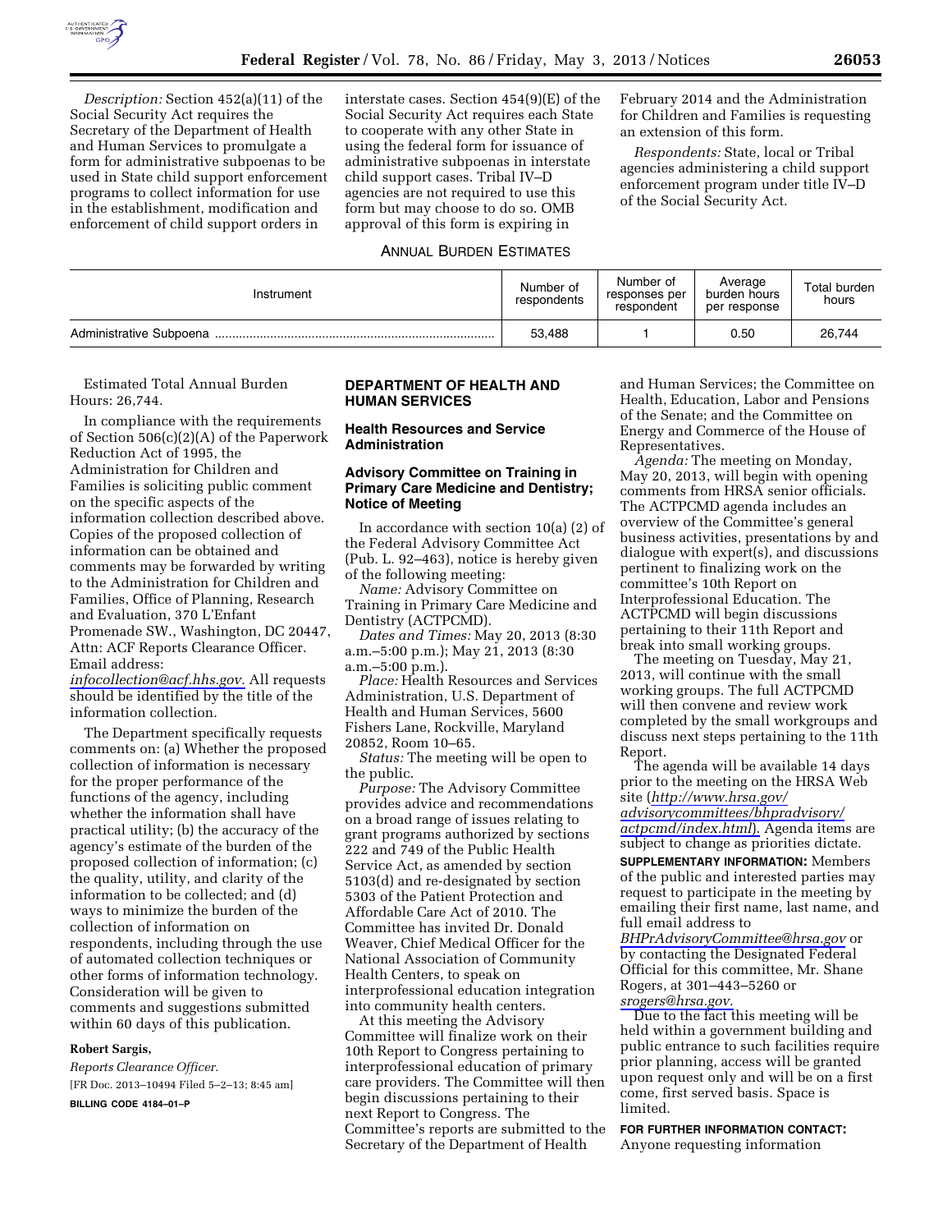*Description:* Section 452(a)(11) of the Social Security Act requires the Secretary of the Department of Health and Human Services to promulgate a form for administrative subpoenas to be used in State child support enforcement programs to collect information for use in the establishment, modification and enforcement of child support orders in interstate cases. Section 454(9)(E) of the Social Security Act requires each State to cooperate with any other State in using the federal form for issuance of administrative subpoenas in interstate child support cases. Tribal IV–D agencies are not required to use this form but may choose to do so. OMB approval of this form is expiring in February 2014 and the Administration for Children and Families is requesting an extension of this form.

*Respondents:* State, local or Tribal agencies administering a child support enforcement program under title IV–D of the Social Security Act.

ANNUAL BURDEN ESTIMATES

| Instrument | Number of respondents | Number of responses per respondent | Average burden hours per response | Total burden hours |
| --- | --- | --- | --- | --- |
| Administrative Subpoena | 53,488 | 1 | 0.50 | 26,744 |

Estimated Total Annual Burden Hours: 26,744.

In compliance with the requirements of Section 506(c)(2)(A) of the Paperwork Reduction Act of 1995, the Administration for Children and Families is soliciting public comment on the specific aspects of the information collection described above. Copies of the proposed collection of information can be obtained and comments may be forwarded by writing to the Administration for Children and Families, Office of Planning, Research and Evaluation, 370 L'Enfant Promenade SW., Washington, DC 20447, Attn: ACF Reports Clearance Officer. Email address: *infocollection@acf.hhs.gov.* All requests should be identified by the title of the information collection.

The Department specifically requests comments on: (a) Whether the proposed collection of information is necessary for the proper performance of the functions of the agency, including whether the information shall have practical utility; (b) the accuracy of the agency's estimate of the burden of the proposed collection of information; (c) the quality, utility, and clarity of the information to be collected; and (d) ways to minimize the burden of the collection of information on respondents, including through the use of automated collection techniques or other forms of information technology. Consideration will be given to comments and suggestions submitted within 60 days of this publication.

**Robert Sargis,**

*Reports Clearance Officer.*

[FR Doc. 2013–10494 Filed 5–2–13; 8:45 am]

**BILLING CODE 4184–01–P**

## DEPARTMENT OF HEALTH AND HUMAN SERVICES

### Health Resources and Service Administration

### Advisory Committee on Training in Primary Care Medicine and Dentistry; Notice of Meeting

In accordance with section 10(a) (2) of the Federal Advisory Committee Act (Pub. L. 92–463), notice is hereby given of the following meeting:

*Name:* Advisory Committee on Training in Primary Care Medicine and Dentistry (ACTPCMD).

*Dates and Times:* May 20, 2013 (8:30 a.m.–5:00 p.m.); May 21, 2013 (8:30 a.m.–5:00 p.m.).

*Place:* Health Resources and Services Administration, U.S. Department of Health and Human Services, 5600 Fishers Lane, Rockville, Maryland 20852, Room 10–65.

*Status:* The meeting will be open to the public.

*Purpose:* The Advisory Committee provides advice and recommendations on a broad range of issues relating to grant programs authorized by sections 222 and 749 of the Public Health Service Act, as amended by section 5103(d) and re-designated by section 5303 of the Patient Protection and Affordable Care Act of 2010. The Committee has invited Dr. Donald Weaver, Chief Medical Officer for the National Association of Community Health Centers, to speak on interprofessional education integration into community health centers.

At this meeting the Advisory Committee will finalize work on their 10th Report to Congress pertaining to interprofessional education of primary care providers. The Committee will then begin discussions pertaining to their next Report to Congress. The Committee's reports are submitted to the Secretary of the Department of Health and Human Services; the Committee on Health, Education, Labor and Pensions of the Senate; and the Committee on Energy and Commerce of the House of Representatives.

*Agenda:* The meeting on Monday, May 20, 2013, will begin with opening comments from HRSA senior officials. The ACTPCMD agenda includes an overview of the Committee's general business activities, presentations by and dialogue with expert(s), and discussions pertinent to finalizing work on the committee's 10th Report on Interprofessional Education. The ACTPCMD will begin discussions pertaining to their 11th Report and break into small working groups.

The meeting on Tuesday, May 21, 2013, will continue with the small working groups. The full ACTPCMD will then convene and review work completed by the small workgroups and discuss next steps pertaining to the 11th Report.

The agenda will be available 14 days prior to the meeting on the HRSA Web site (*http://www.hrsa.gov/advisorycommittees/bhpradvisory/actpcmd/index.html*). Agenda items are subject to change as priorities dictate.

**SUPPLEMENTARY INFORMATION:** Members of the public and interested parties may request to participate in the meeting by emailing their first name, last name, and full email address to *BHPrAdvisoryCommittee@hrsa.gov* or by contacting the Designated Federal Official for this committee, Mr. Shane Rogers, at 301–443–5260 or *srogers@hrsa.gov.*

Due to the fact this meeting will be held within a government building and public entrance to such facilities require prior planning, access will be granted upon request only and will be on a first come, first served basis. Space is limited.

**FOR FURTHER INFORMATION CONTACT:** Anyone requesting information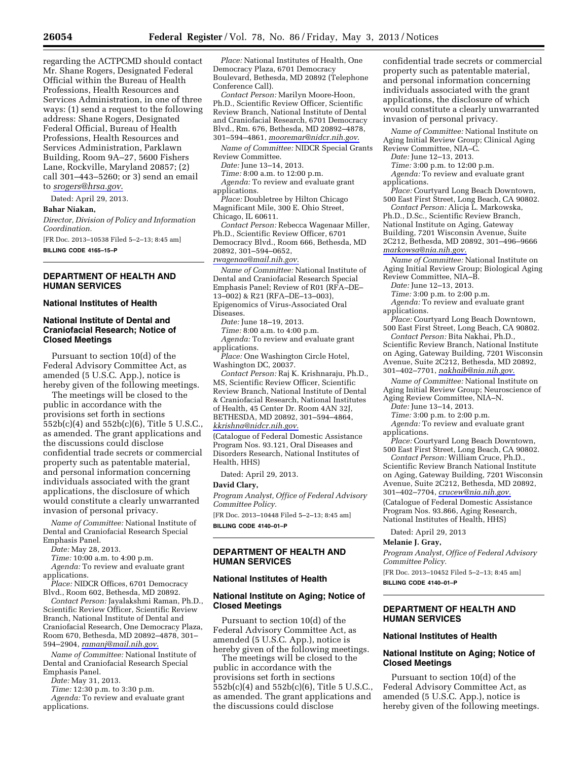regarding the ACTPCMD should contact Mr. Shane Rogers, Designated Federal Official within the Bureau of Health Professions, Health Resources and Services Administration, in one of three ways: (1) send a request to the following address: Shane Rogers, Designated Federal Official, Bureau of Health Professions, Health Resources and Services Administration, Parklawn Building, Room 9A–27, 5600 Fishers Lane, Rockville, Maryland 20857; (2) call 301–443–5260; or 3) send an email to *srogers@hrsa.gov*.

Dated: April 29, 2013.

**Bahar Niakan,**

*Director, Division of Policy and Information Coordination.*

[FR Doc. 2013–10538 Filed 5–2–13; 8:45 am]

**BILLING CODE 4165–15–P**

## DEPARTMENT OF HEALTH AND HUMAN SERVICES

### National Institutes of Health

### National Institute of Dental and Craniofacial Research; Notice of Closed Meetings

Pursuant to section 10(d) of the Federal Advisory Committee Act, as amended (5 U.S.C. App.), notice is hereby given of the following meetings.

The meetings will be closed to the public in accordance with the provisions set forth in sections 552b(c)(4) and 552b(c)(6), Title 5 U.S.C., as amended. The grant applications and the discussions could disclose confidential trade secrets or commercial property such as patentable material, and personal information concerning individuals associated with the grant applications, the disclosure of which would constitute a clearly unwarranted invasion of personal privacy.

*Name of Committee:* National Institute of Dental and Craniofacial Research Special Emphasis Panel.

*Date:* May 28, 2013.

*Time:* 10:00 a.m. to 4:00 p.m.

*Agenda:* To review and evaluate grant applications.

*Place:* NIDCR Offices, 6701 Democracy Blvd., Room 602, Bethesda, MD 20892.

*Contact Person:* Jayalakshmi Raman, Ph.D., Scientific Review Officer, Scientific Review Branch, National Institute of Dental and Craniofacial Research, One Democracy Plaza, Room 670, Bethesda, MD 20892–4878, 301–594–2904, *ramanj@mail.nih.gov*.

*Name of Committee:* National Institute of Dental and Craniofacial Research Special Emphasis Panel.

*Date:* May 31, 2013.

*Time:* 12:30 p.m. to 3:30 p.m.

*Agenda:* To review and evaluate grant applications.

*Place:* National Institutes of Health, One Democracy Plaza, 6701 Democracy Boulevard, Bethesda, MD 20892 (Telephone Conference Call).

*Contact Person:* Marilyn Moore-Hoon, Ph.D., Scientific Review Officer, Scientific Review Branch, National Institute of Dental and Craniofacial Research, 6701 Democracy Blvd., Rm. 676, Bethesda, MD 20892–4878, 301–594–4861, *mooremar@nidcr.nih.gov*.

*Name of Committee:* NIDCR Special Grants Review Committee.

*Date:* June 13–14, 2013.

*Time:* 8:00 a.m. to 12:00 p.m.

*Agenda:* To review and evaluate grant applications.

*Place:* Doubletree by Hilton Chicago Magnificant Mile, 300 E. Ohio Street, Chicago, IL 60611.

*Contact Person:* Rebecca Wagenaar Miller, Ph.D., Scientific Review Officer, 6701 Democracy Blvd., Room 666, Bethesda, MD 20892, 301–594–0652, *rwagenaa@mail.nih.gov*.

*Name of Committee:* National Institute of Dental and Craniofacial Research Special Emphasis Panel; Review of R01 (RFA–DE–13–002) & R21 (RFA–DE–13–003), Epigenomics of Virus-Associated Oral Diseases.

*Date:* June 18–19, 2013.

*Time:* 8:00 a.m. to 4:00 p.m.

*Agenda:* To review and evaluate grant applications.

*Place:* One Washington Circle Hotel, Washington DC, 20037.

*Contact Person:* Raj K. Krishnaraju, Ph.D., MS, Scientific Review Officer, Scientific Review Branch, National Institute of Dental & Craniofacial Research, National Institutes of Health, 45 Center Dr. Room 4AN 32J, BETHESDA, MD 20892, 301–594–4864, *kkrishna@nidcr.nih.gov.*

(Catalogue of Federal Domestic Assistance Program Nos. 93.121, Oral Diseases and Disorders Research, National Institutes of Health, HHS)

Dated: April 29, 2013.

**David Clary,**

*Program Analyst, Office of Federal Advisory Committee Policy.*

[FR Doc. 2013–10448 Filed 5–2–13; 8:45 am]

**BILLING CODE 4140–01–P**

## DEPARTMENT OF HEALTH AND HUMAN SERVICES

### National Institutes of Health

### National Institute on Aging; Notice of Closed Meetings

Pursuant to section 10(d) of the Federal Advisory Committee Act, as amended (5 U.S.C. App.), notice is hereby given of the following meetings.

The meetings will be closed to the public in accordance with the provisions set forth in sections 552b(c)(4) and 552b(c)(6), Title 5 U.S.C., as amended. The grant applications and the discussions could disclose confidential trade secrets or commercial property such as patentable material, and personal information concerning individuals associated with the grant applications, the disclosure of which would constitute a clearly unwarranted invasion of personal privacy.

*Name of Committee:* National Institute on Aging Initial Review Group; Clinical Aging Review Committee, NIA–C.

*Date:* June 12–13, 2013.

*Time:* 3:00 p.m. to 12:00 p.m.

*Agenda:* To review and evaluate grant applications.

*Place:* Courtyard Long Beach Downtown, 500 East First Street, Long Beach, CA 90802.

*Contact Person:* Alicja L. Markowska, Ph.D., D.Sc., Scientific Review Branch, National Institute on Aging, Gateway Building, 7201 Wisconsin Avenue, Suite 2C212, Bethesda, MD 20892, 301–496–9666 *markowsa@nia.nih.gov.*

*Name of Committee:* National Institute on Aging Initial Review Group; Biological Aging Review Committee, NIA–B.

*Date:* June 12–13, 2013.

*Time:* 3:00 p.m. to 2:00 p.m.

*Agenda:* To review and evaluate grant applications.

*Place:* Courtyard Long Beach Downtown, 500 East First Street, Long Beach, CA 90802.

*Contact Person:* Bita Nakhai, Ph.D., Scientific Review Branch, National Institute on Aging, Gateway Building, 7201 Wisconsin Avenue, Suite 2C212, Bethesda, MD 20892, 301–402–7701, *nakhaib@nia.nih.gov.*

*Name of Committee:* National Institute on Aging Initial Review Group; Neuroscience of Aging Review Committee, NIA–N.

*Date:* June 13–14, 2013.

*Time:* 3:00 p.m. to 2:00 p.m.

*Agenda:* To review and evaluate grant applications.

*Place:* Courtyard Long Beach Downtown, 500 East First Street, Long Beach, CA 90802.

*Contact Person:* William Cruce, Ph.D., Scientific Review Branch National Institute on Aging, Gateway Building, 7201 Wisconsin Avenue, Suite 2C212, Bethesda, MD 20892, 301–402–7704, *crucew@nia.nih.gov.*

(Catalogue of Federal Domestic Assistance Program Nos. 93.866, Aging Research, National Institutes of Health, HHS)

Dated: April 29, 2013

**Melanie J. Gray,**

*Program Analyst, Office of Federal Advisory Committee Policy.*

[FR Doc. 2013–10452 Filed 5–2–13; 8:45 am]

**BILLING CODE 4140–01–P**

## DEPARTMENT OF HEALTH AND HUMAN SERVICES

### National Institutes of Health

### National Institute on Aging; Notice of Closed Meetings

Pursuant to section 10(d) of the Federal Advisory Committee Act, as amended (5 U.S.C. App.), notice is hereby given of the following meetings.